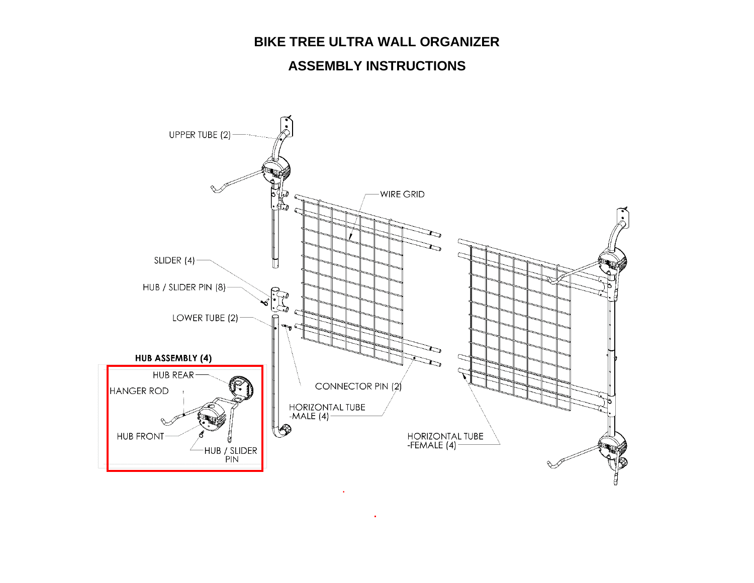# BIKE TREE ULTRA WALL ORGANIZER

## ASSEMBLY INSTRUCTIONS

UPPER TUBE (2)

WIRE GRID

SLIDER (4)

HUB / SLIDER PIN (8)

LOWER TUBE (2)

**HUB ASSEMBLY (4)**

HUB REAR

HANGER ROD

HUB FRONT

HUB / SLIDER PIN

CONNECTOR PIN (2)

HORIZONTAL TUBE -MALE (4)

HORIZONTAL TUBE -FEMALE (4)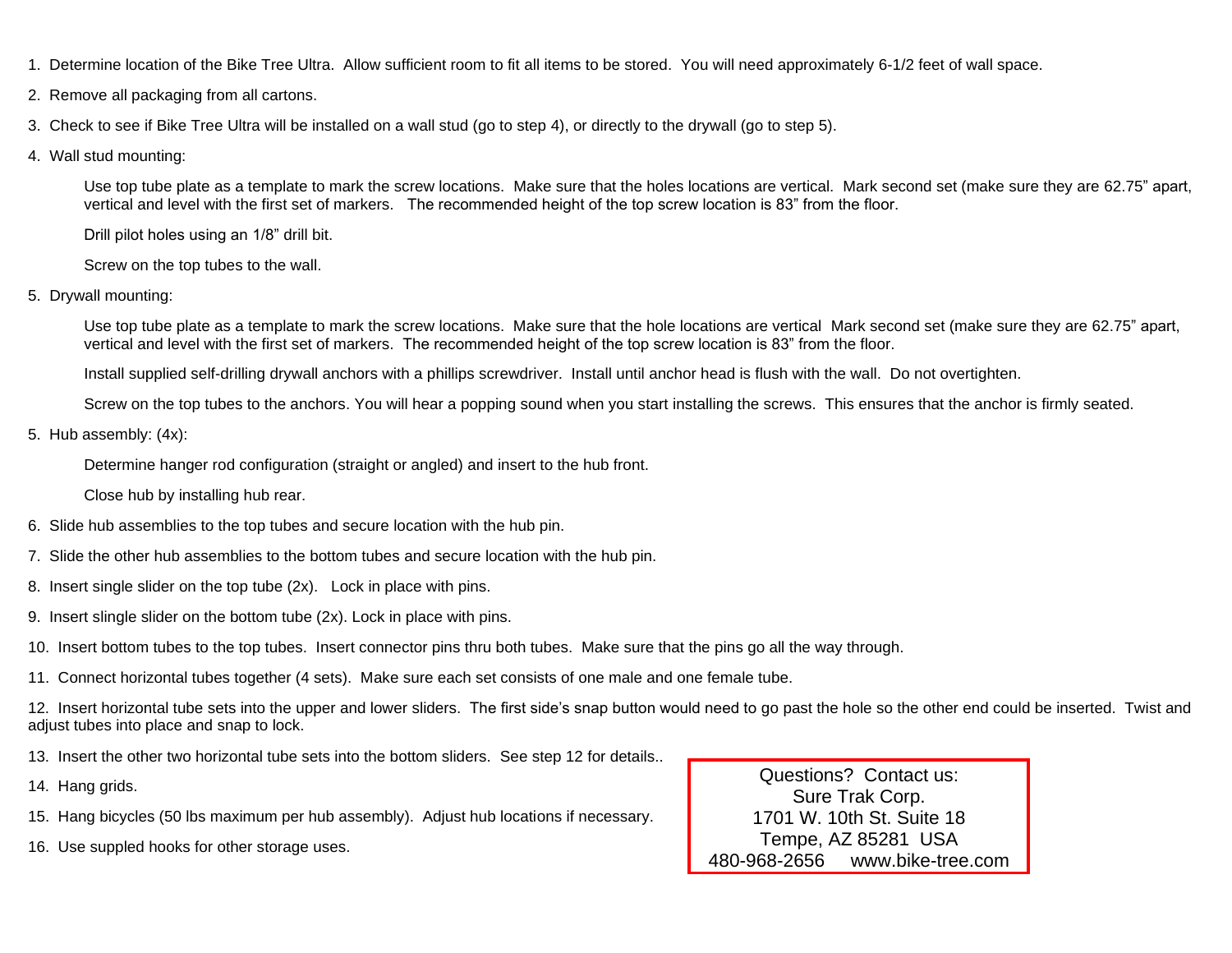1. Determine location of the Bike Tree Ultra. Allow sufficient room to fit all items to be stored. You will need approximately 6-1/2 feet of wall space.

2. Remove all packaging from all cartons.

3. Check to see if Bike Tree Ultra will be installed on a wall stud (go to step 4), or directly to the drywall (go to step 5).

4. Wall stud mounting:

   Use top tube plate as a template to mark the screw locations. Make sure that the holes locations are vertical. Mark second set (make sure they are 62.75" apart, vertical and level with the first set of markers. The recommended height of the top screw location is 83" from the floor.

   Drill pilot holes using an 1/8" drill bit.

   Screw on the top tubes to the wall.

5. Drywall mounting:

   Use top tube plate as a template to mark the screw locations. Make sure that the hole locations are vertical Mark second set (make sure they are 62.75" apart, vertical and level with the first set of markers. The recommended height of the top screw location is 83" from the floor.

   Install supplied self-drilling drywall anchors with a phillips screwdriver. Install until anchor head is flush with the wall. Do not overtighten.

   Screw on the top tubes to the anchors. You will hear a popping sound when you start installing the screws. This ensures that the anchor is firmly seated.

5. Hub assembly: (4x):

   Determine hanger rod configuration (straight or angled) and insert to the hub front.

   Close hub by installing hub rear.

6. Slide hub assemblies to the top tubes and secure location with the hub pin.

7. Slide the other hub assemblies to the bottom tubes and secure location with the hub pin.

8. Insert single slider on the top tube (2x). Lock in place with pins.

9. Insert slingle slider on the bottom tube (2x). Lock in place with pins.

10. Insert bottom tubes to the top tubes. Insert connector pins thru both tubes. Make sure that the pins go all the way through.

11. Connect horizontal tubes together (4 sets). Make sure each set consists of one male and one female tube.

12. Insert horizontal tube sets into the upper and lower sliders. The first side's snap button would need to go past the hole so the other end could be inserted. Twist and adjust tubes into place and snap to lock.

13. Insert the other two horizontal tube sets into the bottom sliders. See step 12 for details..

14. Hang grids.

15. Hang bicycles (50 lbs maximum per hub assembly). Adjust hub locations if necessary.

16. Use suppled hooks for other storage uses.

Questions? Contact us:
Sure Trak Corp.
1701 W. 10th St. Suite 18
Tempe, AZ 85281 USA
480-968-2656 www.bike-tree.com